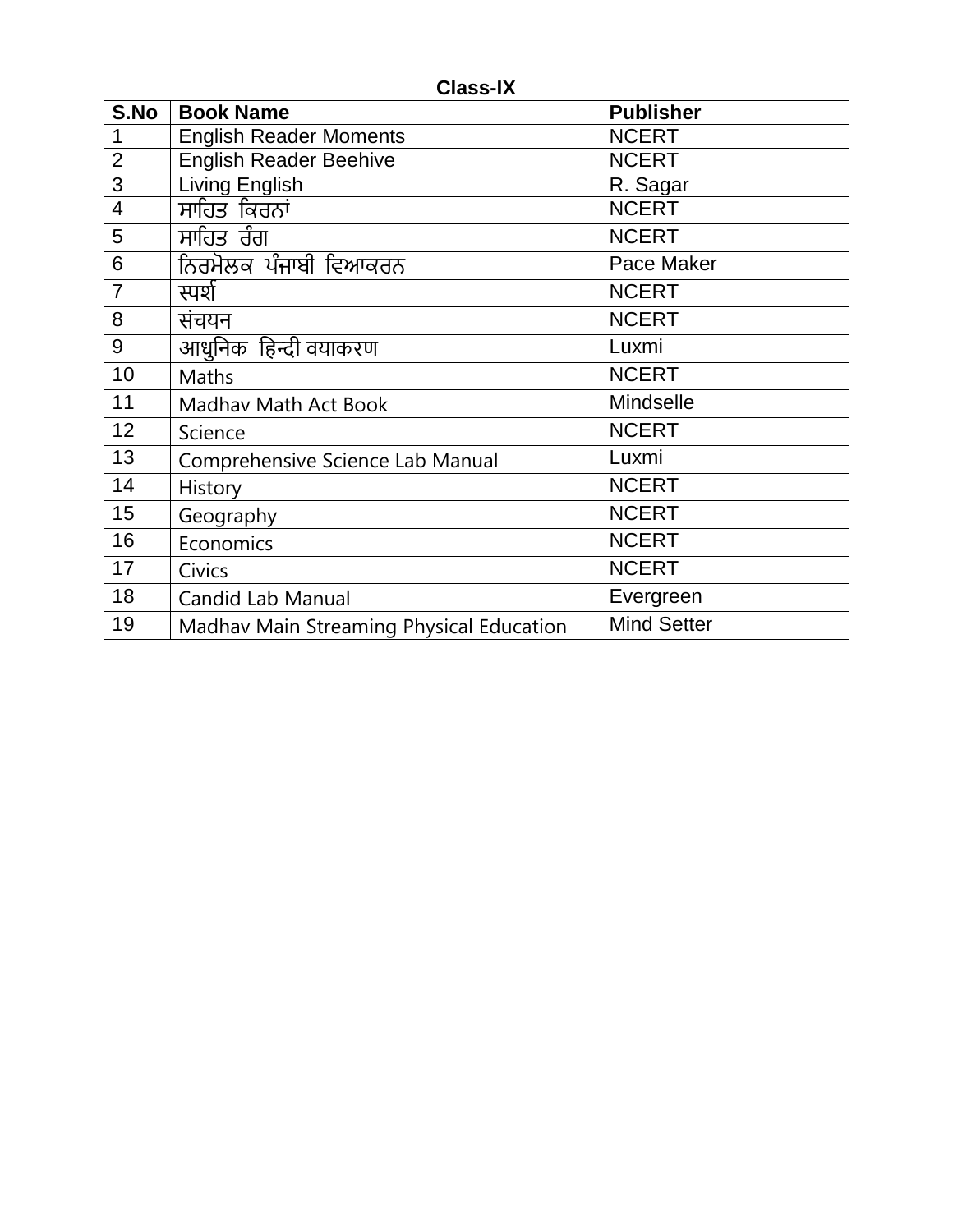| Class-IX | | |
|---|---|---|
| S.No | Book Name | Publisher |
| 1 | English Reader Moments | NCERT |
| 2 | English Reader Beehive | NCERT |
| 3 | Living English | R. Sagar |
| 4 | ਸਾਹਿਤ ਕਿਰਨਾਂ | NCERT |
| 5 | ਸਾਹਿਤ ਰੰਗ | NCERT |
| 6 | ਨਿਰਮੋਲਕ ਪੰਜਾਬੀ ਵਿਆਕਰਨ | Pace Maker |
| 7 | स्पर्श | NCERT |
| 8 | संचयन | NCERT |
| 9 | आधुनिक हिन्दी वयाकरण | Luxmi |
| 10 | Maths | NCERT |
| 11 | Madhav Math Act Book | Mindselle |
| 12 | Science | NCERT |
| 13 | Comprehensive Science Lab Manual | Luxmi |
| 14 | History | NCERT |
| 15 | Geography | NCERT |
| 16 | Economics | NCERT |
| 17 | Civics | NCERT |
| 18 | Candid Lab Manual | Evergreen |
| 19 | Madhav Main Streaming Physical Education | Mind Setter |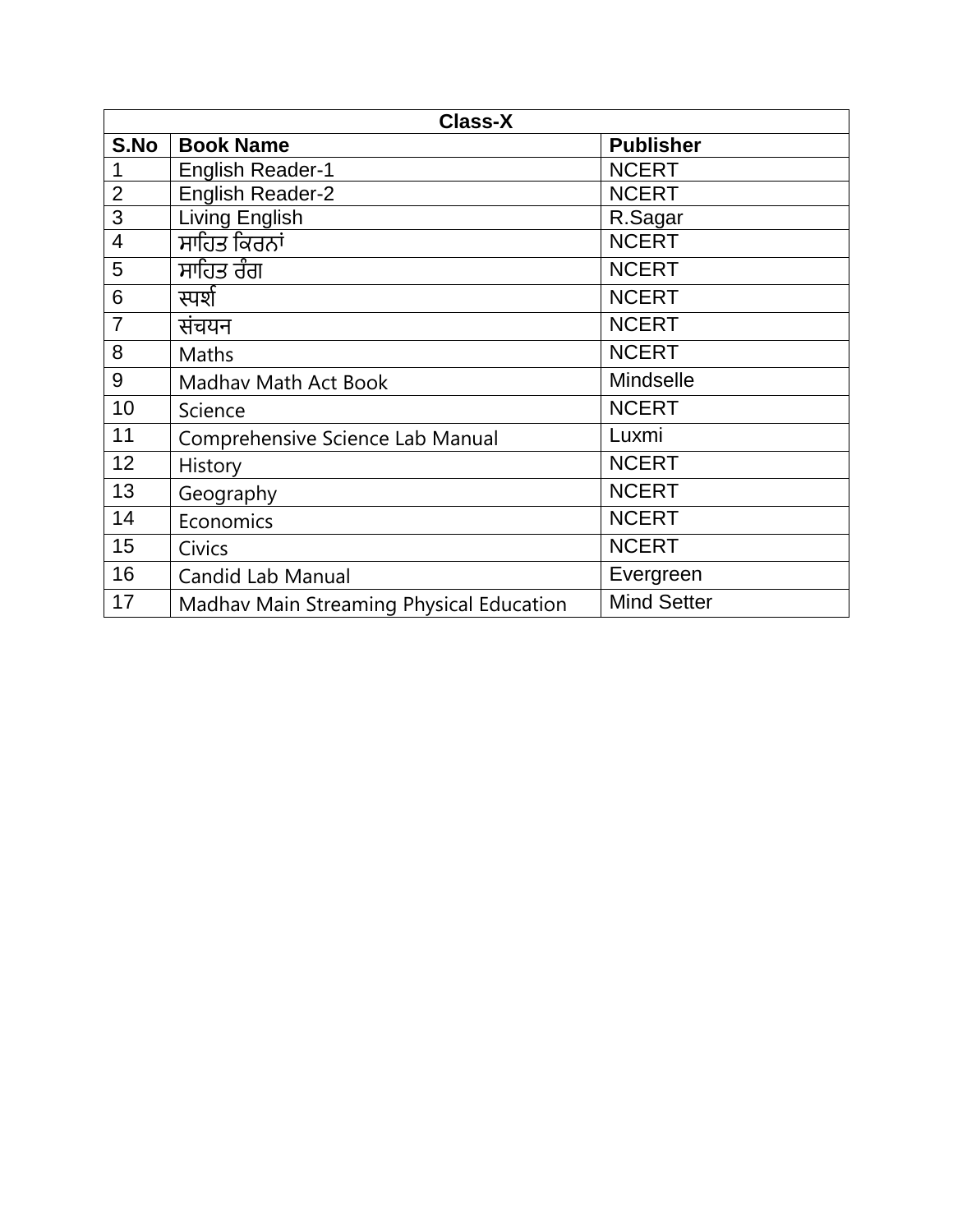| Class-X | | |
|---|---|---|
| **S.No** | **Book Name** | **Publisher** |
| 1 | English Reader-1 | NCERT |
| 2 | English Reader-2 | NCERT |
| 3 | Living English | R.Sagar |
| 4 | ਸਾਹਿਤ ਕਿਰਨਾਂ | NCERT |
| 5 | ਸਾਹਿਤ ਰੰਗ | NCERT |
| 6 | स्पर्श | NCERT |
| 7 | संचयन | NCERT |
| 8 | Maths | NCERT |
| 9 | Madhav Math Act Book | Mindselle |
| 10 | Science | NCERT |
| 11 | Comprehensive Science Lab Manual | Luxmi |
| 12 | History | NCERT |
| 13 | Geography | NCERT |
| 14 | Economics | NCERT |
| 15 | Civics | NCERT |
| 16 | Candid Lab Manual | Evergreen |
| 17 | Madhav Main Streaming Physical Education | Mind Setter |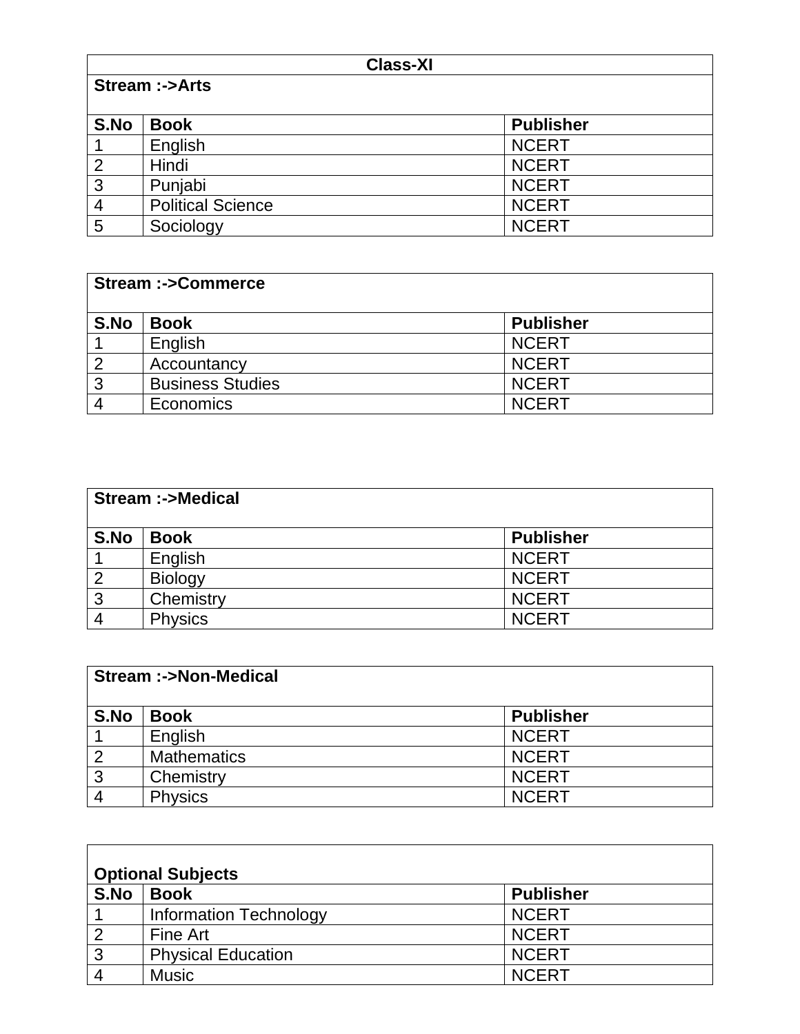## Class-XI

**Stream :->Arts**

| S.No | Book | Publisher |
|---|---|---|
| 1 | English | NCERT |
| 2 | Hindi | NCERT |
| 3 | Punjabi | NCERT |
| 4 | Political Science | NCERT |
| 5 | Sociology | NCERT |

**Stream :->Commerce**

| S.No | Book | Publisher |
|---|---|---|
| 1 | English | NCERT |
| 2 | Accountancy | NCERT |
| 3 | Business Studies | NCERT |
| 4 | Economics | NCERT |

**Stream :->Medical**

| S.No | Book | Publisher |
|---|---|---|
| 1 | English | NCERT |
| 2 | Biology | NCERT |
| 3 | Chemistry | NCERT |
| 4 | Physics | NCERT |

**Stream :->Non-Medical**

| S.No | Book | Publisher |
|---|---|---|
| 1 | English | NCERT |
| 2 | Mathematics | NCERT |
| 3 | Chemistry | NCERT |
| 4 | Physics | NCERT |

**Optional Subjects**

| S.No | Book | Publisher |
|---|---|---|
| 1 | Information Technology | NCERT |
| 2 | Fine Art | NCERT |
| 3 | Physical Education | NCERT |
| 4 | Music | NCERT |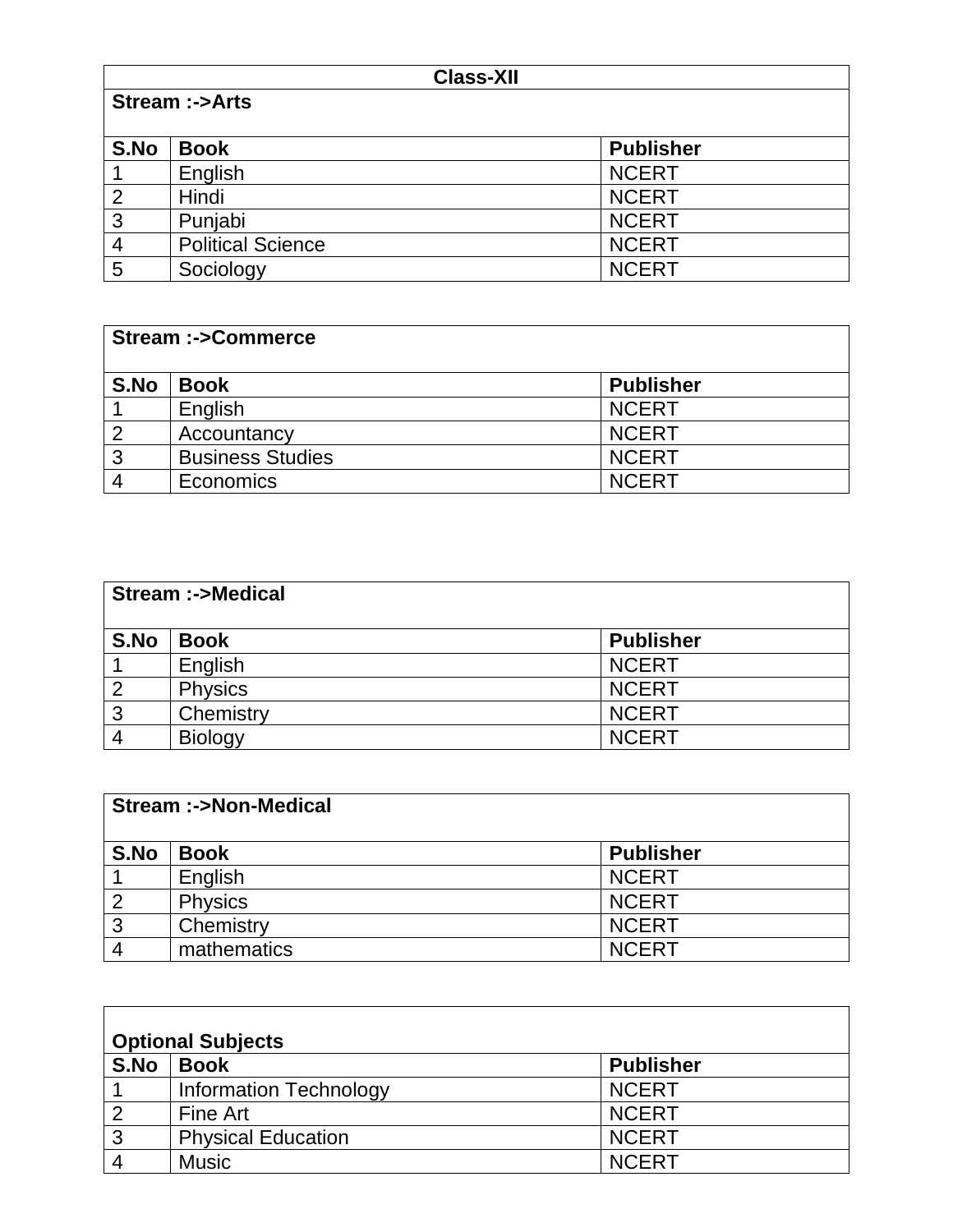## Class-XII

**Stream :->Arts**

| S.No | Book | Publisher |
|---|---|---|
| 1 | English | NCERT |
| 2 | Hindi | NCERT |
| 3 | Punjabi | NCERT |
| 4 | Political Science | NCERT |
| 5 | Sociology | NCERT |

**Stream :->Commerce**

| S.No | Book | Publisher |
|---|---|---|
| 1 | English | NCERT |
| 2 | Accountancy | NCERT |
| 3 | Business Studies | NCERT |
| 4 | Economics | NCERT |

**Stream :->Medical**

| S.No | Book | Publisher |
|---|---|---|
| 1 | English | NCERT |
| 2 | Physics | NCERT |
| 3 | Chemistry | NCERT |
| 4 | Biology | NCERT |

**Stream :->Non-Medical**

| S.No | Book | Publisher |
|---|---|---|
| 1 | English | NCERT |
| 2 | Physics | NCERT |
| 3 | Chemistry | NCERT |
| 4 | mathematics | NCERT |

**Optional Subjects**

| S.No | Book | Publisher |
|---|---|---|
| 1 | Information Technology | NCERT |
| 2 | Fine Art | NCERT |
| 3 | Physical Education | NCERT |
| 4 | Music | NCERT |